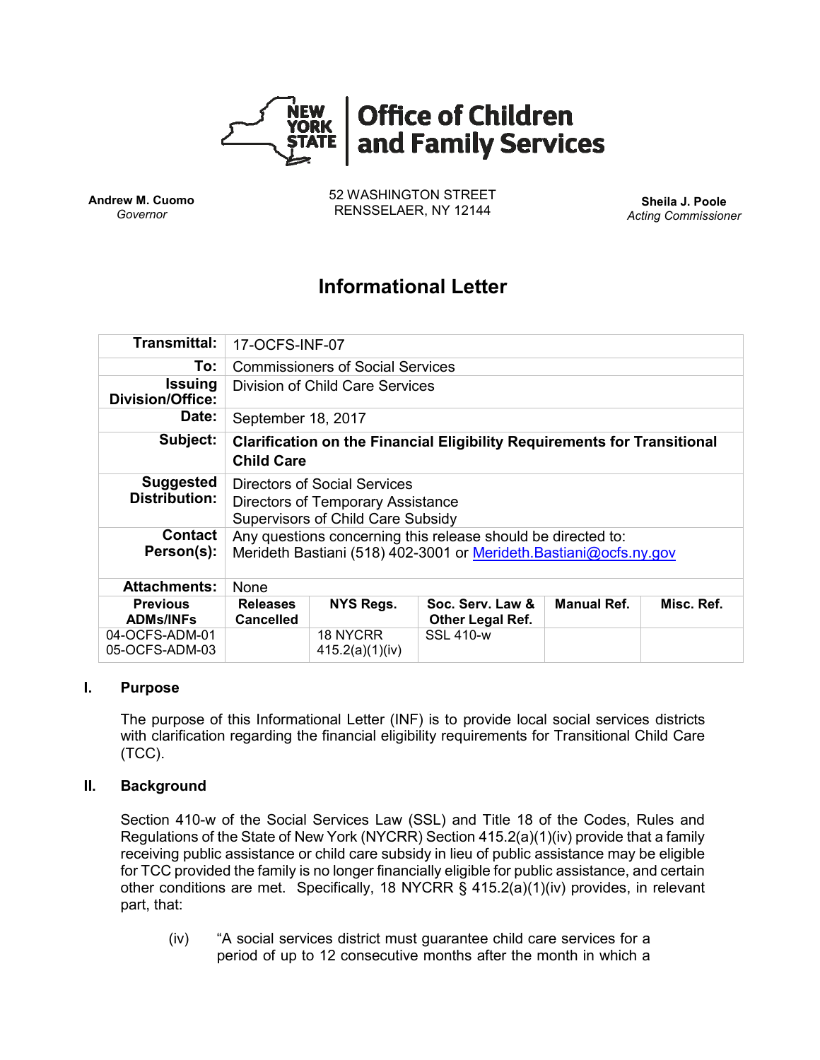**New York State | Office of Children and Family Services**

**Andrew M. Cuomo**
*Governor*

52 WASHINGTON STREET
RENSSELAER, NY 12144

**Sheila J. Poole**
*Acting Commissioner*

# Informational Letter

| **Transmittal:** | 17-OCFS-INF-07 | | | | |
|---|---|---|---|---|---|
| **To:** | Commissioners of Social Services | | | | |
| **Issuing Division/Office:** | Division of Child Care Services | | | | |
| **Date:** | September 18, 2017 | | | | |
| **Subject:** | **Clarification on the Financial Eligibility Requirements for Transitional Child Care** | | | | |
| **Suggested Distribution:** | Directors of Social Services<br>Directors of Temporary Assistance<br>Supervisors of Child Care Subsidy | | | | |
| **Contact Person(s):** | Any questions concerning this release should be directed to:<br>Merideth Bastiani (518) 402-3001 or Merideth.Bastiani@ocfs.ny.gov | | | | |
| **Attachments:** | None | | | | |
| **Previous ADMs/INFs** | **Releases Cancelled** | **NYS Regs.** | **Soc. Serv. Law & Other Legal Ref.** | **Manual Ref.** | **Misc. Ref.** |
| 04-OCFS-ADM-01<br>05-OCFS-ADM-03 | | 18 NYCRR 415.2(a)(1)(iv) | SSL 410-w | | |

## I. Purpose

The purpose of this Informational Letter (INF) is to provide local social services districts with clarification regarding the financial eligibility requirements for Transitional Child Care (TCC).

## II. Background

Section 410-w of the Social Services Law (SSL) and Title 18 of the Codes, Rules and Regulations of the State of New York (NYCRR) Section 415.2(a)(1)(iv) provide that a family receiving public assistance or child care subsidy in lieu of public assistance may be eligible for TCC provided the family is no longer financially eligible for public assistance, and certain other conditions are met. Specifically, 18 NYCRR § 415.2(a)(1)(iv) provides, in relevant part, that:

(iv) "A social services district must guarantee child care services for a period of up to 12 consecutive months after the month in which a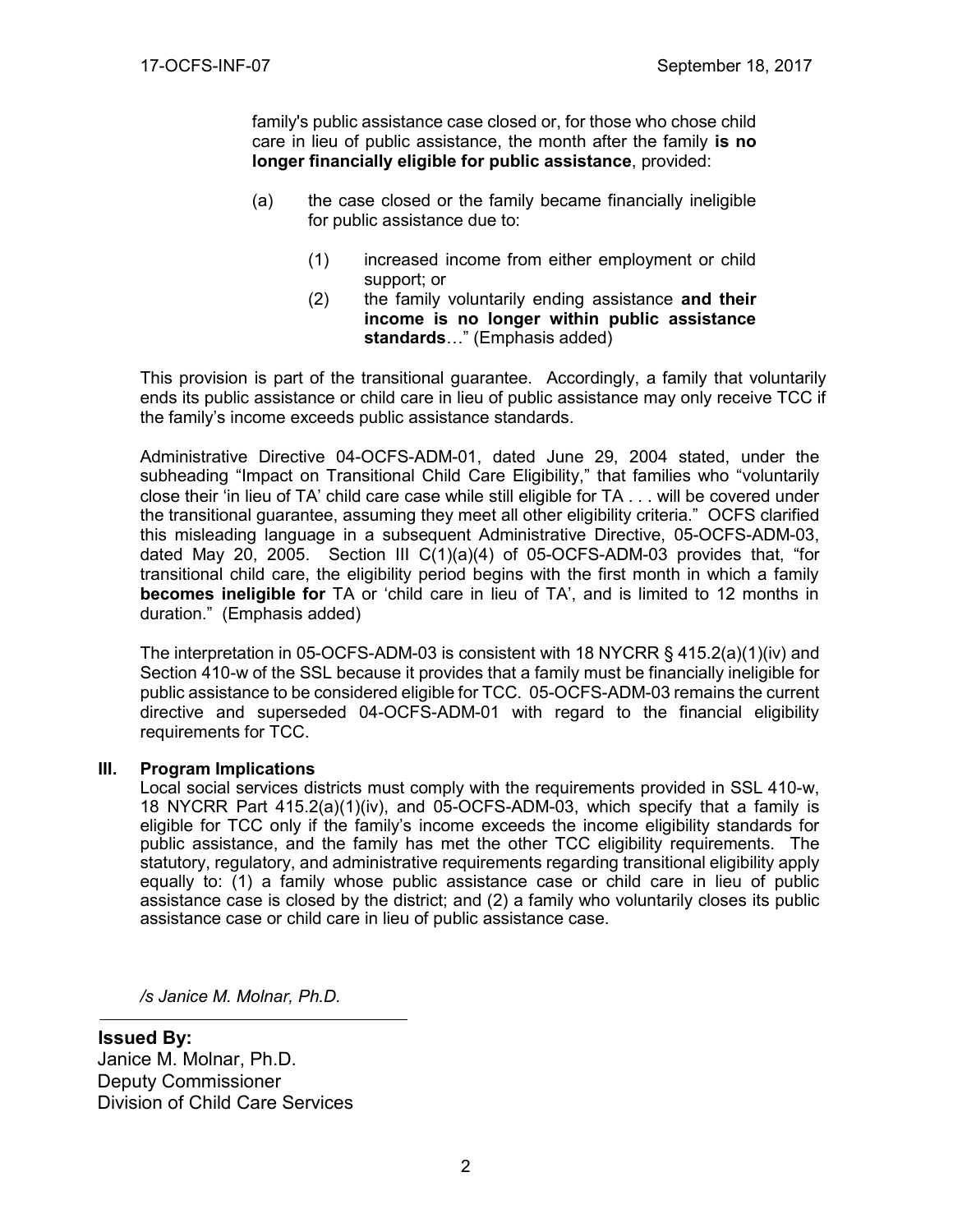family's public assistance case closed or, for those who chose child care in lieu of public assistance, the month after the family **is no longer financially eligible for public assistance**, provided:

(a) the case closed or the family became financially ineligible for public assistance due to:

(1) increased income from either employment or child support; or

(2) the family voluntarily ending assistance **and their income is no longer within public assistance standards**…" (Emphasis added)

This provision is part of the transitional guarantee. Accordingly, a family that voluntarily ends its public assistance or child care in lieu of public assistance may only receive TCC if the family's income exceeds public assistance standards.

Administrative Directive 04-OCFS-ADM-01, dated June 29, 2004 stated, under the subheading "Impact on Transitional Child Care Eligibility," that families who "voluntarily close their 'in lieu of TA' child care case while still eligible for TA . . . will be covered under the transitional guarantee, assuming they meet all other eligibility criteria." OCFS clarified this misleading language in a subsequent Administrative Directive, 05-OCFS-ADM-03, dated May 20, 2005. Section III C(1)(a)(4) of 05-OCFS-ADM-03 provides that, "for transitional child care, the eligibility period begins with the first month in which a family **becomes ineligible for** TA or 'child care in lieu of TA', and is limited to 12 months in duration." (Emphasis added)

The interpretation in 05-OCFS-ADM-03 is consistent with 18 NYCRR § 415.2(a)(1)(iv) and Section 410-w of the SSL because it provides that a family must be financially ineligible for public assistance to be considered eligible for TCC. 05-OCFS-ADM-03 remains the current directive and superseded 04-OCFS-ADM-01 with regard to the financial eligibility requirements for TCC.

## III. Program Implications

Local social services districts must comply with the requirements provided in SSL 410-w, 18 NYCRR Part 415.2(a)(1)(iv), and 05-OCFS-ADM-03, which specify that a family is eligible for TCC only if the family's income exceeds the income eligibility standards for public assistance, and the family has met the other TCC eligibility requirements. The statutory, regulatory, and administrative requirements regarding transitional eligibility apply equally to: (1) a family whose public assistance case or child care in lieu of public assistance case is closed by the district; and (2) a family who voluntarily closes its public assistance case or child care in lieu of public assistance case.

*/s Janice M. Molnar, Ph.D.*

**Issued By:**
Janice M. Molnar, Ph.D.
Deputy Commissioner
Division of Child Care Services